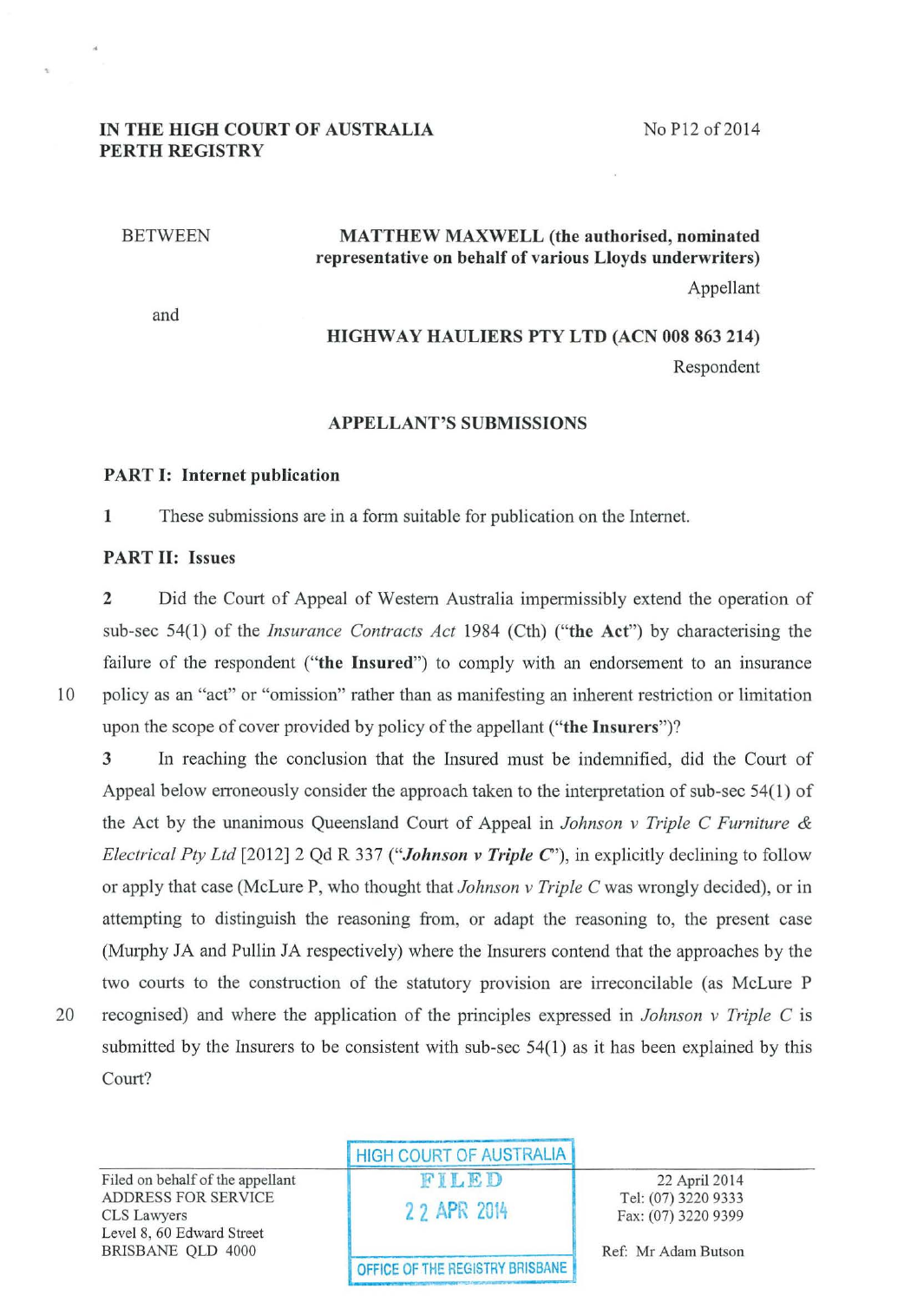IN THE HIGH COURT OF AUSTRALIA
PERTH REGISTRY

No P12 of 2014

BETWEEN

**MATTHEW MAXWELL (the authorised, nominated representative on behalf of various Lloyds underwriters)**

Appellant

and

**HIGHWAY HAULIERS PTY LTD (ACN 008 863 214)**

Respondent

**APPELLANT'S SUBMISSIONS**

**PART I: Internet publication**

1 These submissions are in a form suitable for publication on the Internet.

**PART II: Issues**

2 Did the Court of Appeal of Western Australia impermissibly extend the operation of sub-sec 54(1) of the *Insurance Contracts Act* 1984 (Cth) ("**the Act**") by characterising the failure of the respondent ("**the Insured**") to comply with an endorsement to an insurance policy as an "act" or "omission" rather than as manifesting an inherent restriction or limitation upon the scope of cover provided by policy of the appellant ("**the Insurers**")?

3 In reaching the conclusion that the Insured must be indemnified, did the Court of Appeal below erroneously consider the approach taken to the interpretation of sub-sec 54(1) of the Act by the unanimous Queensland Court of Appeal in *Johnson v Triple C Furniture & Electrical Pty Ltd* [2012] 2 Qd R 337 ("***Johnson v Triple C***"), in explicitly declining to follow or apply that case (McLure P, who thought that *Johnson v Triple C* was wrongly decided), or in attempting to distinguish the reasoning from, or adapt the reasoning to, the present case (Murphy JA and Pullin JA respectively) where the Insurers contend that the approaches by the two courts to the construction of the statutory provision are irreconcilable (as McLure P recognised) and where the application of the principles expressed in *Johnson v Triple C* is submitted by the Insurers to be consistent with sub-sec 54(1) as it has been explained by this Court?

Filed on behalf of the appellant
ADDRESS FOR SERVICE
CLS Lawyers
Level 8, 60 Edward Street
BRISBANE QLD 4000

HIGH COURT OF AUSTRALIA
FILED
22 APR 2014
OFFICE OF THE REGISTRY BRISBANE

22 April 2014
Tel: (07) 3220 9333
Fax: (07) 3220 9399

Ref: Mr Adam Butson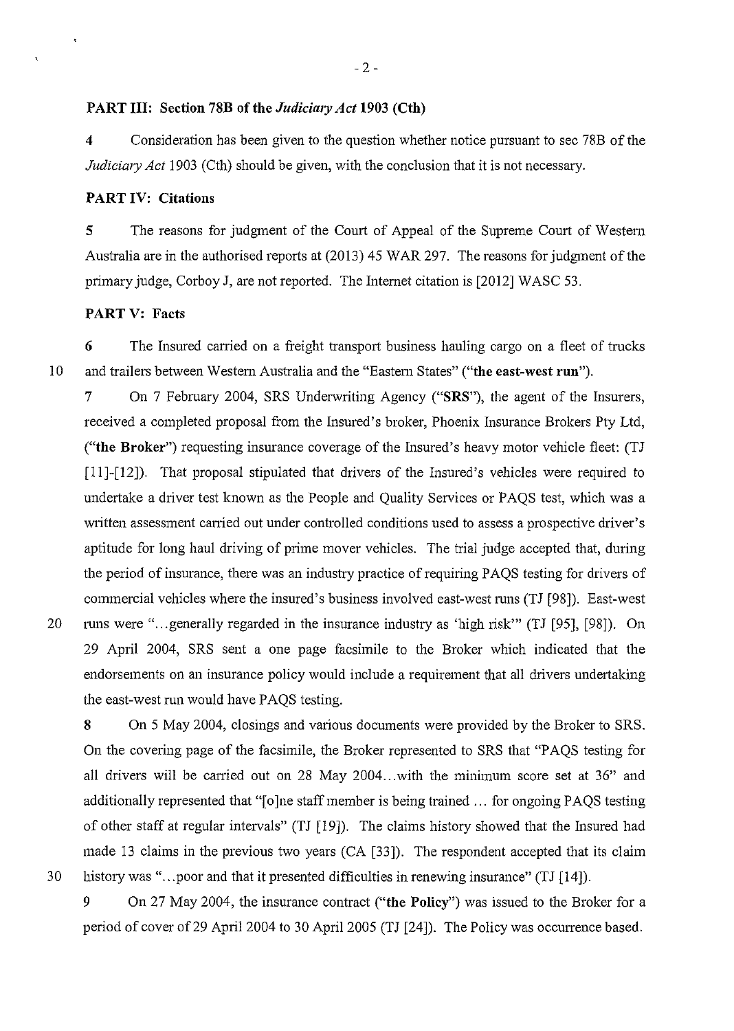## PART III: Section 78B of the *Judiciary Act* 1903 (Cth)

4 Consideration has been given to the question whether notice pursuant to sec 78B of the *Judiciary Act* 1903 (Cth) should be given, with the conclusion that it is not necessary.

## PART IV: Citations

5 The reasons for judgment of the Court of Appeal of the Supreme Court of Western Australia are in the authorised reports at (2013) 45 WAR 297. The reasons for judgment of the primary judge, Corboy J, are not reported. The Internet citation is [2012] WASC 53.

## PART V: Facts

6 The Insured carried on a freight transport business hauling cargo on a fleet of trucks and trailers between Western Australia and the "Eastern States" (**"the east-west run"**).

7 On 7 February 2004, SRS Underwriting Agency (**"SRS"**), the agent of the Insurers, received a completed proposal from the Insured's broker, Phoenix Insurance Brokers Pty Ltd, (**"the Broker"**) requesting insurance coverage of the Insured's heavy motor vehicle fleet: (TJ [11]-[12]). That proposal stipulated that drivers of the Insured's vehicles were required to undertake a driver test known as the People and Quality Services or PAQS test, which was a written assessment carried out under controlled conditions used to assess a prospective driver's aptitude for long haul driving of prime mover vehicles. The trial judge accepted that, during the period of insurance, there was an industry practice of requiring PAQS testing for drivers of commercial vehicles where the insured's business involved east-west runs (TJ [98]). East-west runs were "...generally regarded in the insurance industry as 'high risk'" (TJ [95], [98]). On 29 April 2004, SRS sent a one page facsimile to the Broker which indicated that the endorsements on an insurance policy would include a requirement that all drivers undertaking the east-west run would have PAQS testing.

8 On 5 May 2004, closings and various documents were provided by the Broker to SRS. On the covering page of the facsimile, the Broker represented to SRS that "PAQS testing for all drivers will be carried out on 28 May 2004...with the minimum score set at 36" and additionally represented that "[o]ne staff member is being trained ... for ongoing PAQS testing of other staff at regular intervals" (TJ [19]). The claims history showed that the Insured had made 13 claims in the previous two years (CA [33]). The respondent accepted that its claim history was "...poor and that it presented difficulties in renewing insurance" (TJ [14]).

9 On 27 May 2004, the insurance contract (**"the Policy"**) was issued to the Broker for a period of cover of 29 April 2004 to 30 April 2005 (TJ [24]). The Policy was occurrence based.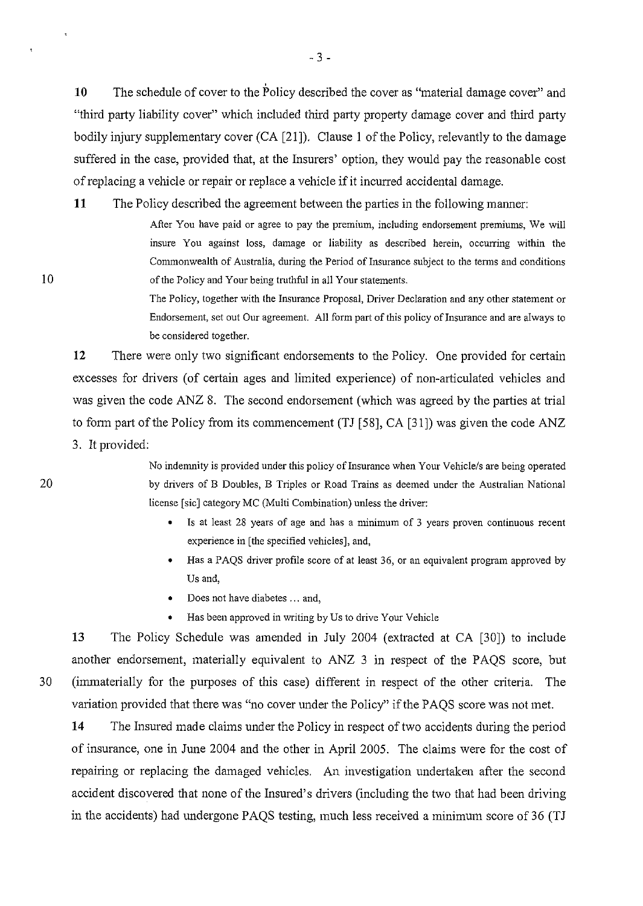**10** The schedule of cover to the Policy described the cover as "material damage cover" and "third party liability cover" which included third party property damage cover and third party bodily injury supplementary cover (CA [21]). Clause 1 of the Policy, relevantly to the damage suffered in the case, provided that, at the Insurers' option, they would pay the reasonable cost of replacing a vehicle or repair or replace a vehicle if it incurred accidental damage.

**11** The Policy described the agreement between the parties in the following manner:

> After You have paid or agree to pay the premium, including endorsement premiums, We will insure You against loss, damage or liability as described herein, occurring within the Commonwealth of Australia, during the Period of Insurance subject to the terms and conditions of the Policy and Your being truthful in all Your statements.
>
> The Policy, together with the Insurance Proposal, Driver Declaration and any other statement or Endorsement, set out Our agreement. All form part of this policy of Insurance and are always to be considered together.

**12** There were only two significant endorsements to the Policy. One provided for certain excesses for drivers (of certain ages and limited experience) of non-articulated vehicles and was given the code ANZ 8. The second endorsement (which was agreed by the parties at trial to form part of the Policy from its commencement (TJ [58], CA [31]) was given the code ANZ 3. It provided:

> No indemnity is provided under this policy of Insurance when Your Vehicle/s are being operated by drivers of B Doubles, B Triples or Road Trains as deemed under the Australian National license [sic] category MC (Multi Combination) unless the driver:
>
> - Is at least 28 years of age and has a minimum of 3 years proven continuous recent experience in [the specified vehicles], and,
> - Has a PAQS driver profile score of at least 36, or an equivalent program approved by Us and,
> - Does not have diabetes ... and,
> - Has been approved in writing by Us to drive Your Vehicle

**13** The Policy Schedule was amended in July 2004 (extracted at CA [30]) to include another endorsement, materially equivalent to ANZ 3 in respect of the PAQS score, but (immaterially for the purposes of this case) different in respect of the other criteria. The variation provided that there was "no cover under the Policy" if the PAQS score was not met.

**14** The Insured made claims under the Policy in respect of two accidents during the period of insurance, one in June 2004 and the other in April 2005. The claims were for the cost of repairing or replacing the damaged vehicles. An investigation undertaken after the second accident discovered that none of the Insured's drivers (including the two that had been driving in the accidents) had undergone PAQS testing, much less received a minimum score of 36 (TJ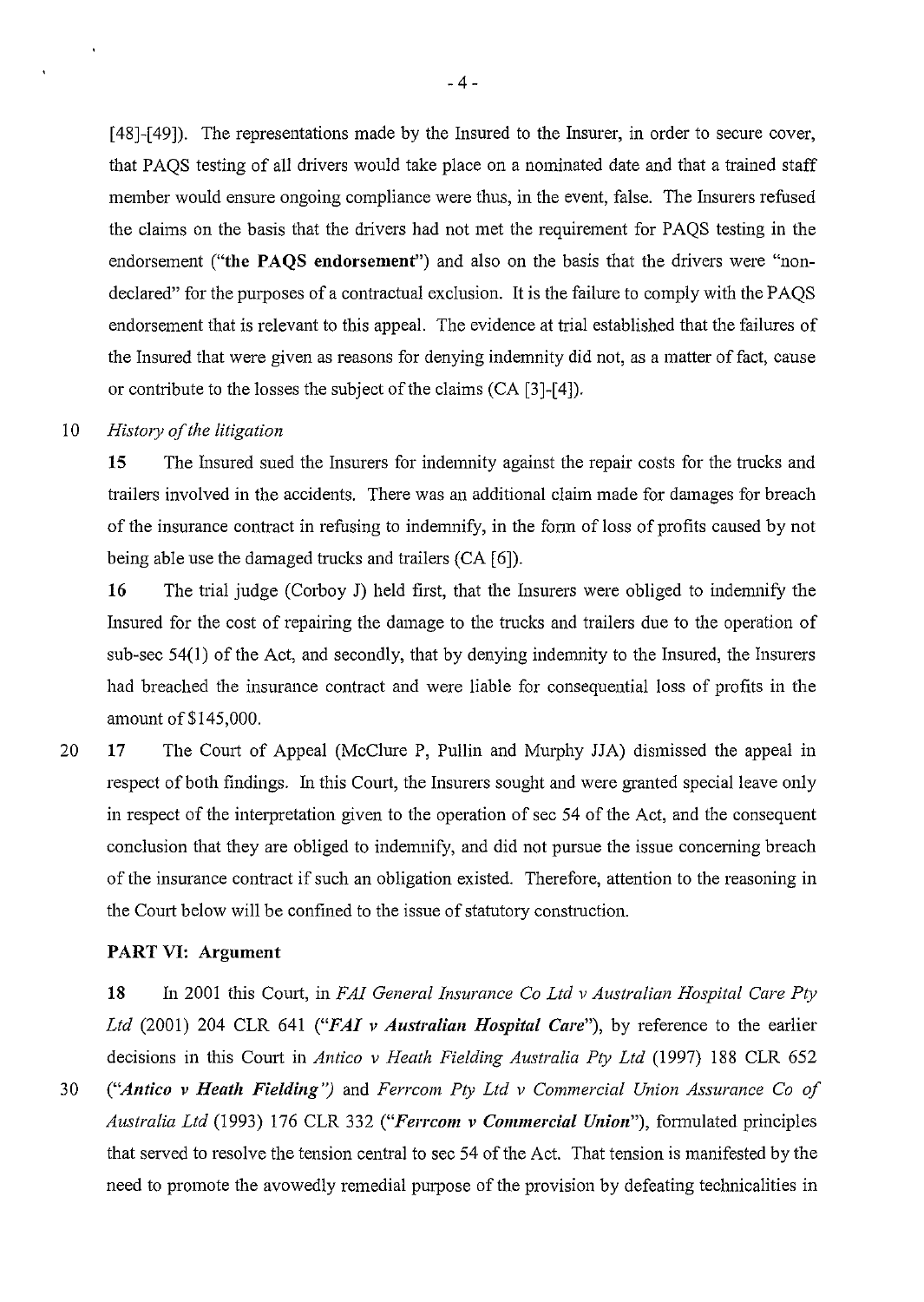[48]-[49]). The representations made by the Insured to the Insurer, in order to secure cover, that PAQS testing of all drivers would take place on a nominated date and that a trained staff member would ensure ongoing compliance were thus, in the event, false. The Insurers refused the claims on the basis that the drivers had not met the requirement for PAQS testing in the endorsement ("**the PAQS endorsement**") and also on the basis that the drivers were "non-declared" for the purposes of a contractual exclusion. It is the failure to comply with the PAQS endorsement that is relevant to this appeal. The evidence at trial established that the failures of the Insured that were given as reasons for denying indemnity did not, as a matter of fact, cause or contribute to the losses the subject of the claims (CA [3]-[4]).

*History of the litigation*

**15** The Insured sued the Insurers for indemnity against the repair costs for the trucks and trailers involved in the accidents. There was an additional claim made for damages for breach of the insurance contract in refusing to indemnify, in the form of loss of profits caused by not being able use the damaged trucks and trailers (CA [6]).

**16** The trial judge (Corboy J) held first, that the Insurers were obliged to indemnify the Insured for the cost of repairing the damage to the trucks and trailers due to the operation of sub-sec 54(1) of the Act, and secondly, that by denying indemnity to the Insured, the Insurers had breached the insurance contract and were liable for consequential loss of profits in the amount of $145,000.

**17** The Court of Appeal (McClure P, Pullin and Murphy JJA) dismissed the appeal in respect of both findings. In this Court, the Insurers sought and were granted special leave only in respect of the interpretation given to the operation of sec 54 of the Act, and the consequent conclusion that they are obliged to indemnify, and did not pursue the issue concerning breach of the insurance contract if such an obligation existed. Therefore, attention to the reasoning in the Court below will be confined to the issue of statutory construction.

**PART VI: Argument**

**18** In 2001 this Court, in *FAI General Insurance Co Ltd v Australian Hospital Care Pty Ltd* (2001) 204 CLR 641 (*"**FAI v Australian Hospital Care**"*), by reference to the earlier decisions in this Court in *Antico v Heath Fielding Australia Pty Ltd* (1997) 188 CLR 652 (*"**Antico v Heath Fielding**"*) and *Ferrcom Pty Ltd v Commercial Union Assurance Co of Australia Ltd* (1993) 176 CLR 332 (*"**Ferrcom v Commercial Union**"*), formulated principles that served to resolve the tension central to sec 54 of the Act. That tension is manifested by the need to promote the avowedly remedial purpose of the provision by defeating technicalities in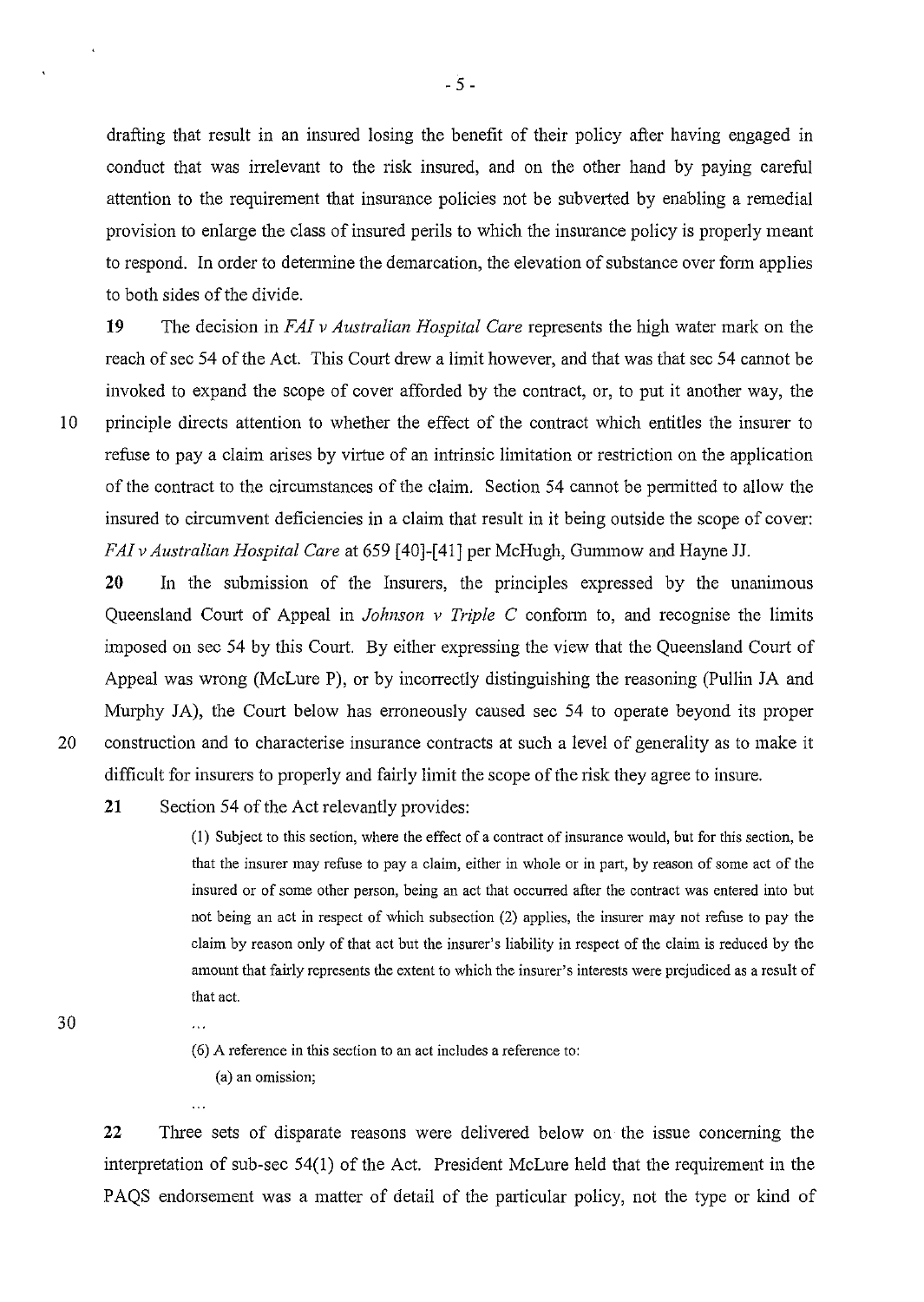drafting that result in an insured losing the benefit of their policy after having engaged in conduct that was irrelevant to the risk insured, and on the other hand by paying careful attention to the requirement that insurance policies not be subverted by enabling a remedial provision to enlarge the class of insured perils to which the insurance policy is properly meant to respond. In order to determine the demarcation, the elevation of substance over form applies to both sides of the divide.

**19** The decision in *FAI v Australian Hospital Care* represents the high water mark on the reach of sec 54 of the Act. This Court drew a limit however, and that was that sec 54 cannot be invoked to expand the scope of cover afforded by the contract, or, to put it another way, the principle directs attention to whether the effect of the contract which entitles the insurer to refuse to pay a claim arises by virtue of an intrinsic limitation or restriction on the application of the contract to the circumstances of the claim. Section 54 cannot be permitted to allow the insured to circumvent deficiencies in a claim that result in it being outside the scope of cover: *FAI v Australian Hospital Care* at 659 [40]-[41] per McHugh, Gummow and Hayne JJ.

**20** In the submission of the Insurers, the principles expressed by the unanimous Queensland Court of Appeal in *Johnson v Triple C* conform to, and recognise the limits imposed on sec 54 by this Court. By either expressing the view that the Queensland Court of Appeal was wrong (McLure P), or by incorrectly distinguishing the reasoning (Pullin JA and Murphy JA), the Court below has erroneously caused sec 54 to operate beyond its proper construction and to characterise insurance contracts at such a level of generality as to make it difficult for insurers to properly and fairly limit the scope of the risk they agree to insure.

**21** Section 54 of the Act relevantly provides:

> (1) Subject to this section, where the effect of a contract of insurance would, but for this section, be that the insurer may refuse to pay a claim, either in whole or in part, by reason of some act of the insured or of some other person, being an act that occurred after the contract was entered into but not being an act in respect of which subsection (2) applies, the insurer may not refuse to pay the claim by reason only of that act but the insurer's liability in respect of the claim is reduced by the amount that fairly represents the extent to which the insurer's interests were prejudiced as a result of that act.
>
> ...
>
> (6) A reference in this section to an act includes a reference to:
>
> (a) an omission;
>
> ...

**22** Three sets of disparate reasons were delivered below on the issue concerning the interpretation of sub-sec 54(1) of the Act. President McLure held that the requirement in the PAQS endorsement was a matter of detail of the particular policy, not the type or kind of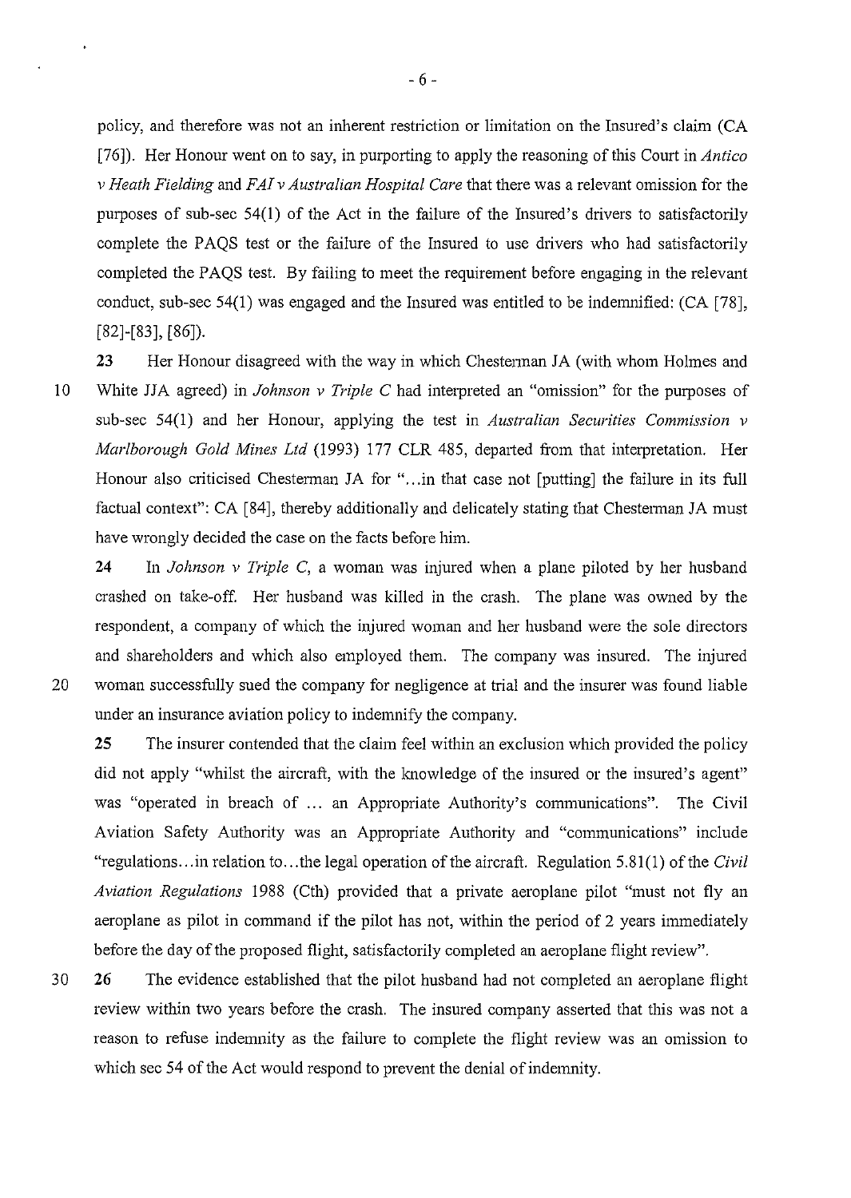policy, and therefore was not an inherent restriction or limitation on the Insured's claim (CA [76]). Her Honour went on to say, in purporting to apply the reasoning of this Court in *Antico v Heath Fielding* and *FAI v Australian Hospital Care* that there was a relevant omission for the purposes of sub-sec 54(1) of the Act in the failure of the Insured's drivers to satisfactorily complete the PAQS test or the failure of the Insured to use drivers who had satisfactorily completed the PAQS test. By failing to meet the requirement before engaging in the relevant conduct, sub-sec 54(1) was engaged and the Insured was entitled to be indemnified: (CA [78], [82]-[83], [86]).

**23** Her Honour disagreed with the way in which Chesterman JA (with whom Holmes and White JJA agreed) in *Johnson v Triple C* had interpreted an "omission" for the purposes of sub-sec 54(1) and her Honour, applying the test in *Australian Securities Commission v Marlborough Gold Mines Ltd* (1993) 177 CLR 485, departed from that interpretation. Her Honour also criticised Chesterman JA for "...in that case not [putting] the failure in its full factual context": CA [84], thereby additionally and delicately stating that Chesterman JA must have wrongly decided the case on the facts before him.

**24** In *Johnson v Triple C*, a woman was injured when a plane piloted by her husband crashed on take-off. Her husband was killed in the crash. The plane was owned by the respondent, a company of which the injured woman and her husband were the sole directors and shareholders and which also employed them. The company was insured. The injured woman successfully sued the company for negligence at trial and the insurer was found liable under an insurance aviation policy to indemnify the company.

**25** The insurer contended that the claim feel within an exclusion which provided the policy did not apply "whilst the aircraft, with the knowledge of the insured or the insured's agent" was "operated in breach of ... an Appropriate Authority's communications". The Civil Aviation Safety Authority was an Appropriate Authority and "communications" include "regulations...in relation to...the legal operation of the aircraft. Regulation 5.81(1) of the *Civil Aviation Regulations* 1988 (Cth) provided that a private aeroplane pilot "must not fly an aeroplane as pilot in command if the pilot has not, within the period of 2 years immediately before the day of the proposed flight, satisfactorily completed an aeroplane flight review".

**26** The evidence established that the pilot husband had not completed an aeroplane flight review within two years before the crash. The insured company asserted that this was not a reason to refuse indemnity as the failure to complete the flight review was an omission to which sec 54 of the Act would respond to prevent the denial of indemnity.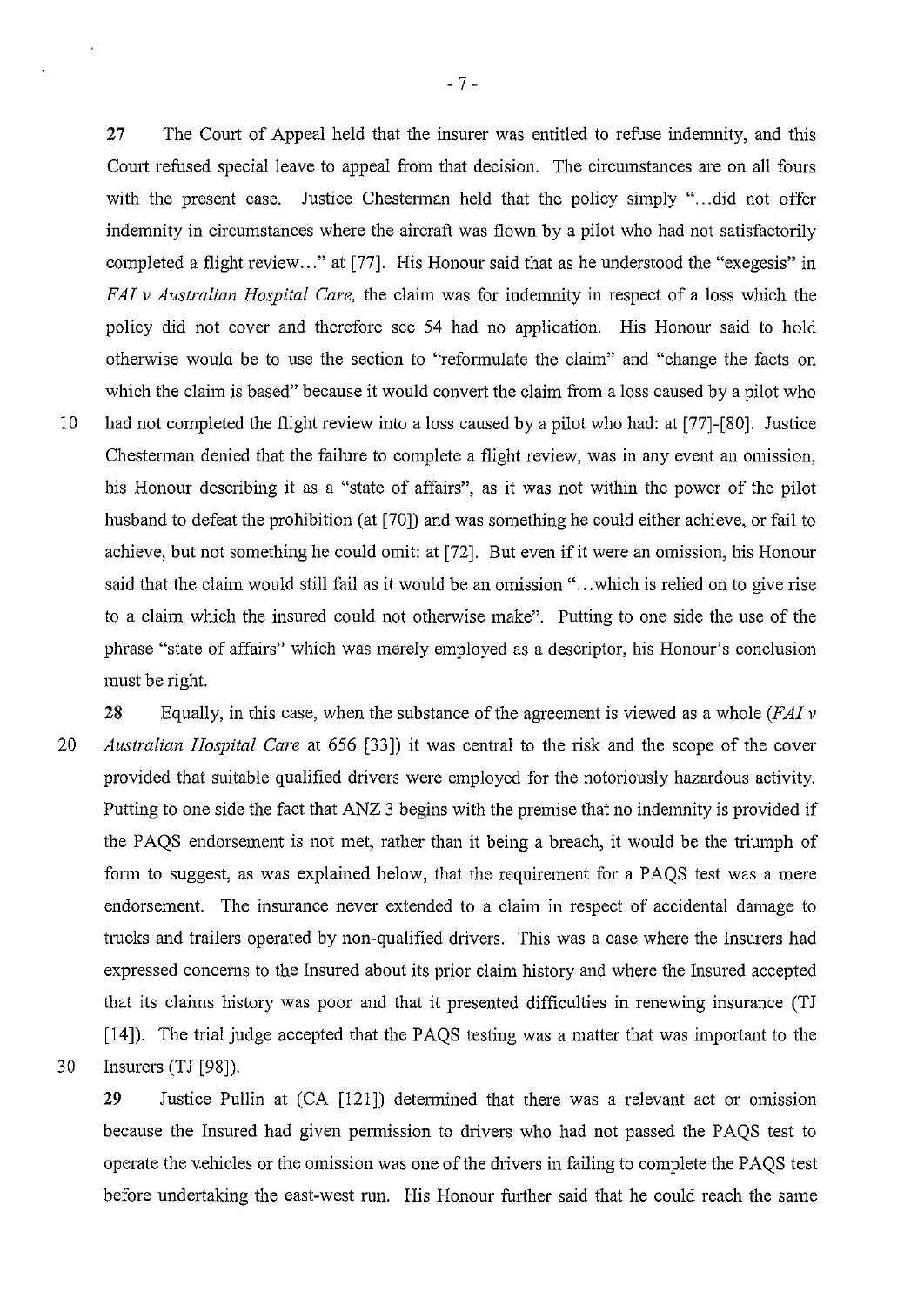**27** The Court of Appeal held that the insurer was entitled to refuse indemnity, and this Court refused special leave to appeal from that decision. The circumstances are on all fours with the present case. Justice Chesterman held that the policy simply "...did not offer indemnity in circumstances where the aircraft was flown by a pilot who had not satisfactorily completed a flight review..." at [77]. His Honour said that as he understood the "exegesis" in *FAI v Australian Hospital Care,* the claim was for indemnity in respect of a loss which the policy did not cover and therefore sec 54 had no application. His Honour said to hold otherwise would be to use the section to "reformulate the claim" and "change the facts on which the claim is based" because it would convert the claim from a loss caused by a pilot who had not completed the flight review into a loss caused by a pilot who had: at [77]-[80]. Justice Chesterman denied that the failure to complete a flight review, was in any event an omission, his Honour describing it as a "state of affairs", as it was not within the power of the pilot husband to defeat the prohibition (at [70]) and was something he could either achieve, or fail to achieve, but not something he could omit: at [72]. But even if it were an omission, his Honour said that the claim would still fail as it would be an omission "...which is relied on to give rise to a claim which the insured could not otherwise make". Putting to one side the use of the phrase "state of affairs" which was merely employed as a descriptor, his Honour's conclusion must be right.

**28** Equally, in this case, when the substance of the agreement is viewed as a whole (*FAI v Australian Hospital Care* at 656 [33]) it was central to the risk and the scope of the cover provided that suitable qualified drivers were employed for the notoriously hazardous activity. Putting to one side the fact that ANZ 3 begins with the premise that no indemnity is provided if the PAQS endorsement is not met, rather than it being a breach, it would be the triumph of form to suggest, as was explained below, that the requirement for a PAQS test was a mere endorsement. The insurance never extended to a claim in respect of accidental damage to trucks and trailers operated by non-qualified drivers. This was a case where the Insurers had expressed concerns to the Insured about its prior claim history and where the Insured accepted that its claims history was poor and that it presented difficulties in renewing insurance (TJ [14]). The trial judge accepted that the PAQS testing was a matter that was important to the Insurers (TJ [98]).

**29** Justice Pullin at (CA [121]) determined that there was a relevant act or omission because the Insured had given permission to drivers who had not passed the PAQS test to operate the vehicles or the omission was one of the drivers in failing to complete the PAQS test before undertaking the east-west run. His Honour further said that he could reach the same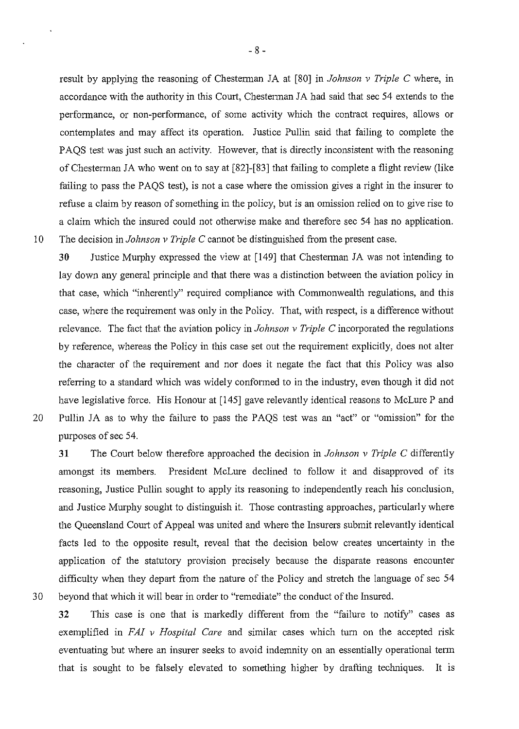result by applying the reasoning of Chesterman JA at [80] in *Johnson v Triple C* where, in accordance with the authority in this Court, Chesterman JA had said that sec 54 extends to the performance, or non-performance, of some activity which the contract requires, allows or contemplates and may affect its operation. Justice Pullin said that failing to complete the PAQS test was just such an activity. However, that is directly inconsistent with the reasoning of Chesterman JA who went on to say at [82]-[83] that failing to complete a flight review (like failing to pass the PAQS test), is not a case where the omission gives a right in the insurer to refuse a claim by reason of something in the policy, but is an omission relied on to give rise to a claim which the insured could not otherwise make and therefore sec 54 has no application. The decision in *Johnson v Triple C* cannot be distinguished from the present case.

**30** Justice Murphy expressed the view at [149] that Chesterman JA was not intending to lay down any general principle and that there was a distinction between the aviation policy in that case, which "inherently" required compliance with Commonwealth regulations, and this case, where the requirement was only in the Policy. That, with respect, is a difference without relevance. The fact that the aviation policy in *Johnson v Triple C* incorporated the regulations by reference, whereas the Policy in this case set out the requirement explicitly, does not alter the character of the requirement and nor does it negate the fact that this Policy was also referring to a standard which was widely conformed to in the industry, even though it did not have legislative force. His Honour at [145] gave relevantly identical reasons to McLure P and Pullin JA as to why the failure to pass the PAQS test was an "act" or "omission" for the purposes of sec 54.

**31** The Court below therefore approached the decision in *Johnson v Triple C* differently amongst its members. President McLure declined to follow it and disapproved of its reasoning, Justice Pullin sought to apply its reasoning to independently reach his conclusion, and Justice Murphy sought to distinguish it. Those contrasting approaches, particularly where the Queensland Court of Appeal was united and where the Insurers submit relevantly identical facts led to the opposite result, reveal that the decision below creates uncertainty in the application of the statutory provision precisely because the disparate reasons encounter difficulty when they depart from the nature of the Policy and stretch the language of sec 54 beyond that which it will bear in order to "remediate" the conduct of the Insured.

**32** This case is one that is markedly different from the "failure to notify" cases as exemplified in *FAI v Hospital Care* and similar cases which turn on the accepted risk eventuating but where an insurer seeks to avoid indemnity on an essentially operational term that is sought to be falsely elevated to something higher by drafting techniques. It is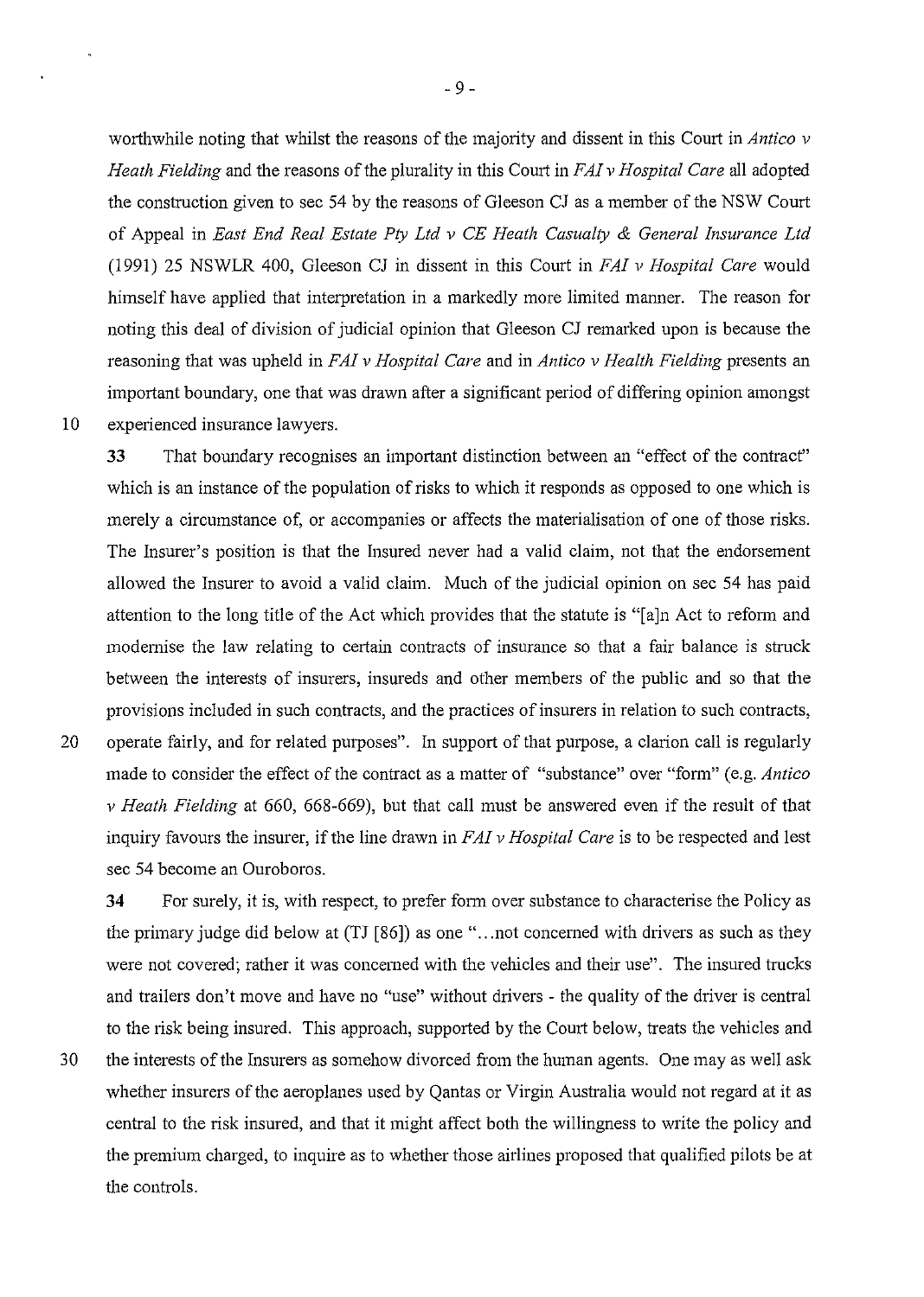worthwhile noting that whilst the reasons of the majority and dissent in this Court in *Antico v Heath Fielding* and the reasons of the plurality in this Court in *FAI v Hospital Care* all adopted the construction given to sec 54 by the reasons of Gleeson CJ as a member of the NSW Court of Appeal in *East End Real Estate Pty Ltd v CE Heath Casualty & General Insurance Ltd* (1991) 25 NSWLR 400, Gleeson CJ in dissent in this Court in *FAI v Hospital Care* would himself have applied that interpretation in a markedly more limited manner. The reason for noting this deal of division of judicial opinion that Gleeson CJ remarked upon is because the reasoning that was upheld in *FAI v Hospital Care* and in *Antico v Health Fielding* presents an important boundary, one that was drawn after a significant period of differing opinion amongst experienced insurance lawyers.

**33** That boundary recognises an important distinction between an "effect of the contract" which is an instance of the population of risks to which it responds as opposed to one which is merely a circumstance of, or accompanies or affects the materialisation of one of those risks. The Insurer's position is that the Insured never had a valid claim, not that the endorsement allowed the Insurer to avoid a valid claim. Much of the judicial opinion on sec 54 has paid attention to the long title of the Act which provides that the statute is "[a]n Act to reform and modernise the law relating to certain contracts of insurance so that a fair balance is struck between the interests of insurers, insureds and other members of the public and so that the provisions included in such contracts, and the practices of insurers in relation to such contracts, operate fairly, and for related purposes". In support of that purpose, a clarion call is regularly made to consider the effect of the contract as a matter of "substance" over "form" (e.g. *Antico v Heath Fielding* at 660, 668-669), but that call must be answered even if the result of that inquiry favours the insurer, if the line drawn in *FAI v Hospital Care* is to be respected and lest sec 54 become an Ouroboros.

**34** For surely, it is, with respect, to prefer form over substance to characterise the Policy as the primary judge did below at (TJ [86]) as one "...not concerned with drivers as such as they were not covered; rather it was concerned with the vehicles and their use". The insured trucks and trailers don't move and have no "use" without drivers - the quality of the driver is central to the risk being insured. This approach, supported by the Court below, treats the vehicles and the interests of the Insurers as somehow divorced from the human agents. One may as well ask whether insurers of the aeroplanes used by Qantas or Virgin Australia would not regard at it as central to the risk insured, and that it might affect both the willingness to write the policy and the premium charged, to inquire as to whether those airlines proposed that qualified pilots be at the controls.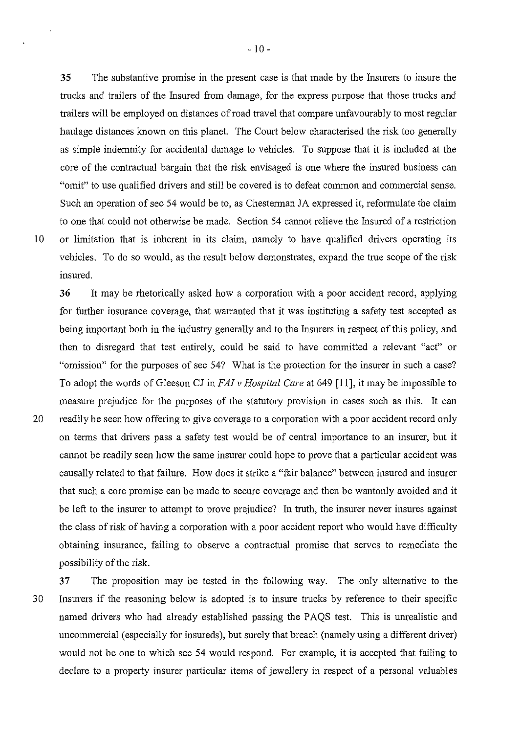**35** The substantive promise in the present case is that made by the Insurers to insure the trucks and trailers of the Insured from damage, for the express purpose that those trucks and trailers will be employed on distances of road travel that compare unfavourably to most regular haulage distances known on this planet. The Court below characterised the risk too generally as simple indemnity for accidental damage to vehicles. To suppose that it is included at the core of the contractual bargain that the risk envisaged is one where the insured business can "omit" to use qualified drivers and still be covered is to defeat common and commercial sense. Such an operation of sec 54 would be to, as Chesterman JA expressed it, reformulate the claim to one that could not otherwise be made. Section 54 cannot relieve the Insured of a restriction or limitation that is inherent in its claim, namely to have qualified drivers operating its vehicles. To do so would, as the result below demonstrates, expand the true scope of the risk insured.

**36** It may be rhetorically asked how a corporation with a poor accident record, applying for further insurance coverage, that warranted that it was instituting a safety test accepted as being important both in the industry generally and to the Insurers in respect of this policy, and then to disregard that test entirely, could be said to have committed a relevant "act" or "omission" for the purposes of sec 54? What is the protection for the insurer in such a case? To adopt the words of Gleeson CJ in *FAI v Hospital Care* at 649 [11], it may be impossible to measure prejudice for the purposes of the statutory provision in cases such as this. It can readily be seen how offering to give coverage to a corporation with a poor accident record only on terms that drivers pass a safety test would be of central importance to an insurer, but it cannot be readily seen how the same insurer could hope to prove that a particular accident was causally related to that failure. How does it strike a "fair balance" between insured and insurer that such a core promise can be made to secure coverage and then be wantonly avoided and it be left to the insurer to attempt to prove prejudice? In truth, the insurer never insures against the class of risk of having a corporation with a poor accident report who would have difficulty obtaining insurance, failing to observe a contractual promise that serves to remediate the possibility of the risk.

**37** The proposition may be tested in the following way. The only alternative to the Insurers if the reasoning below is adopted is to insure trucks by reference to their specific named drivers who had already established passing the PAQS test. This is unrealistic and uncommercial (especially for insureds), but surely that breach (namely using a different driver) would not be one to which sec 54 would respond. For example, it is accepted that failing to declare to a property insurer particular items of jewellery in respect of a personal valuables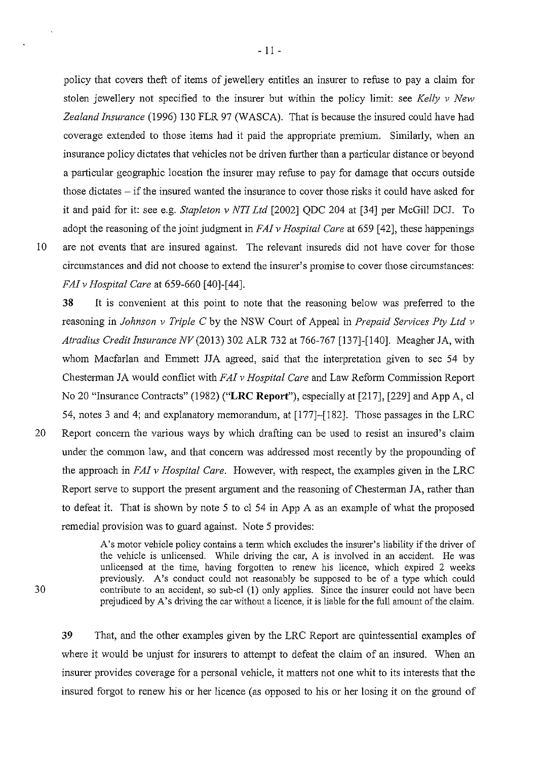policy that covers theft of items of jewellery entitles an insurer to refuse to pay a claim for stolen jewellery not specified to the insurer but within the policy limit: see *Kelly v New Zealand Insurance* (1996) 130 FLR 97 (WASCA). That is because the insured could have had coverage extended to those items had it paid the appropriate premium. Similarly, when an insurance policy dictates that vehicles not be driven further than a particular distance or beyond a particular geographic location the insurer may refuse to pay for damage that occurs outside those dictates – if the insured wanted the insurance to cover those risks it could have asked for it and paid for it: see e.g. *Stapleton v NTI Ltd* [2002] QDC 204 at [34] per McGill DCJ. To adopt the reasoning of the joint judgment in *FAI v Hospital Care* at 659 [42], these happenings are not events that are insured against. The relevant insureds did not have cover for those circumstances and did not choose to extend the insurer's promise to cover those circumstances: *FAI v Hospital Care* at 659-660 [40]-[44].

**38** It is convenient at this point to note that the reasoning below was preferred to the reasoning in *Johnson v Triple C* by the NSW Court of Appeal in *Prepaid Services Pty Ltd v Atradius Credit Insurance NV* (2013) 302 ALR 732 at 766-767 [137]-[140]. Meagher JA, with whom Macfarlan and Emmett JJA agreed, said that the interpretation given to sec 54 by Chesterman JA would conflict with *FAI v Hospital Care* and Law Reform Commission Report No 20 "Insurance Contracts" (1982) (**"LRC Report"**), especially at [217], [229] and App A, cl 54, notes 3 and 4; and explanatory memorandum, at [177]–[182]. Those passages in the LRC Report concern the various ways by which drafting can be used to resist an insured's claim under the common law, and that concern was addressed most recently by the propounding of the approach in *FAI v Hospital Care*. However, with respect, the examples given in the LRC Report serve to support the present argument and the reasoning of Chesterman JA, rather than to defeat it. That is shown by note 5 to cl 54 in App A as an example of what the proposed remedial provision was to guard against. Note 5 provides:

> A's motor vehicle policy contains a term which excludes the insurer's liability if the driver of the vehicle is unlicensed. While driving the car, A is involved in an accident. He was unlicensed at the time, having forgotten to renew his licence, which expired 2 weeks previously. A's conduct could not reasonably be supposed to be of a type which could contribute to an accident, so sub-cl (1) only applies. Since the insurer could not have been prejudiced by A's driving the car without a licence, it is liable for the full amount of the claim.

**39** That, and the other examples given by the LRC Report are quintessential examples of where it would be unjust for insurers to attempt to defeat the claim of an insured. When an insurer provides coverage for a personal vehicle, it matters not one whit to its interests that the insured forgot to renew his or her licence (as opposed to his or her losing it on the ground of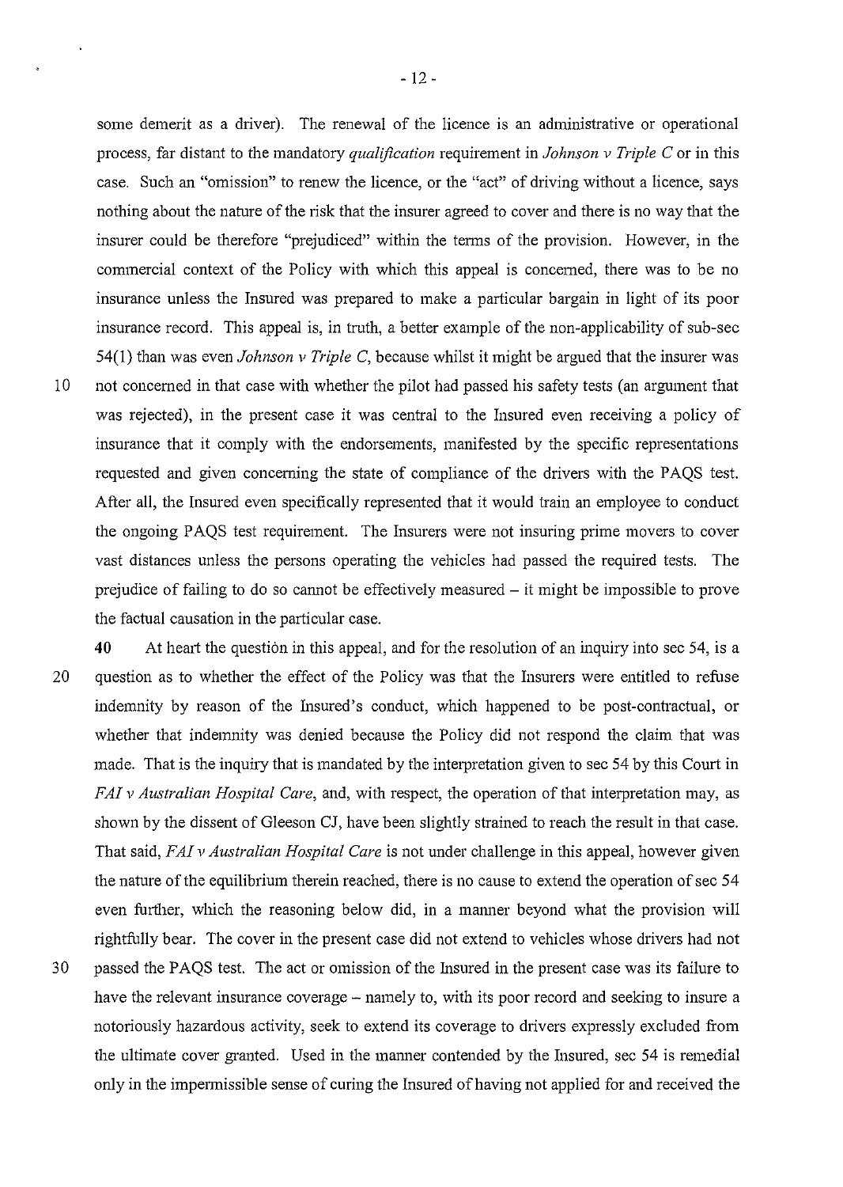some demerit as a driver). The renewal of the licence is an administrative or operational process, far distant to the mandatory *qualification* requirement in *Johnson v Triple C* or in this case. Such an "omission" to renew the licence, or the "act" of driving without a licence, says nothing about the nature of the risk that the insurer agreed to cover and there is no way that the insurer could be therefore "prejudiced" within the terms of the provision. However, in the commercial context of the Policy with which this appeal is concerned, there was to be no insurance unless the Insured was prepared to make a particular bargain in light of its poor insurance record. This appeal is, in truth, a better example of the non-applicability of sub-sec 54(1) than was even *Johnson v Triple C*, because whilst it might be argued that the insurer was not concerned in that case with whether the pilot had passed his safety tests (an argument that was rejected), in the present case it was central to the Insured even receiving a policy of insurance that it comply with the endorsements, manifested by the specific representations requested and given concerning the state of compliance of the drivers with the PAQS test. After all, the Insured even specifically represented that it would train an employee to conduct the ongoing PAQS test requirement. The Insurers were not insuring prime movers to cover vast distances unless the persons operating the vehicles had passed the required tests. The prejudice of failing to do so cannot be effectively measured – it might be impossible to prove the factual causation in the particular case.

**40** At heart the question in this appeal, and for the resolution of an inquiry into sec 54, is a question as to whether the effect of the Policy was that the Insurers were entitled to refuse indemnity by reason of the Insured's conduct, which happened to be post-contractual, or whether that indemnity was denied because the Policy did not respond the claim that was made. That is the inquiry that is mandated by the interpretation given to sec 54 by this Court in *FAI v Australian Hospital Care*, and, with respect, the operation of that interpretation may, as shown by the dissent of Gleeson CJ, have been slightly strained to reach the result in that case. That said, *FAI v Australian Hospital Care* is not under challenge in this appeal, however given the nature of the equilibrium therein reached, there is no cause to extend the operation of sec 54 even further, which the reasoning below did, in a manner beyond what the provision will rightfully bear. The cover in the present case did not extend to vehicles whose drivers had not passed the PAQS test. The act or omission of the Insured in the present case was its failure to have the relevant insurance coverage – namely to, with its poor record and seeking to insure a notoriously hazardous activity, seek to extend its coverage to drivers expressly excluded from the ultimate cover granted. Used in the manner contended by the Insured, sec 54 is remedial only in the impermissible sense of curing the Insured of having not applied for and received the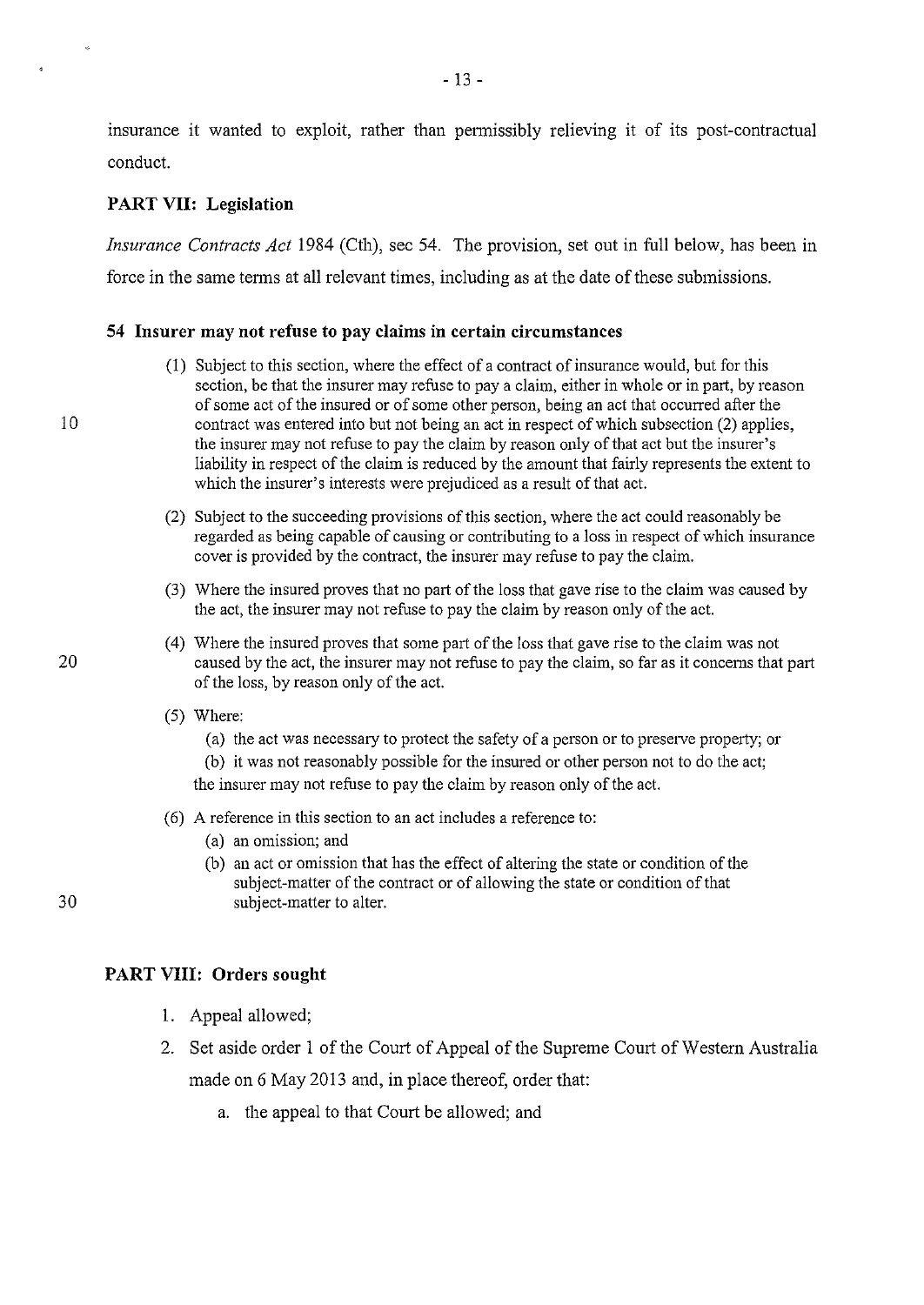insurance it wanted to exploit, rather than permissibly relieving it of its post-contractual conduct.

**PART VII: Legislation**

*Insurance Contracts Act* 1984 (Cth), sec 54. The provision, set out in full below, has been in force in the same terms at all relevant times, including as at the date of these submissions.

#### 54 Insurer may not refuse to pay claims in certain circumstances

(1) Subject to this section, where the effect of a contract of insurance would, but for this section, be that the insurer may refuse to pay a claim, either in whole or in part, by reason of some act of the insured or of some other person, being an act that occurred after the contract was entered into but not being an act in respect of which subsection (2) applies, the insurer may not refuse to pay the claim by reason only of that act but the insurer's liability in respect of the claim is reduced by the amount that fairly represents the extent to which the insurer's interests were prejudiced as a result of that act.

(2) Subject to the succeeding provisions of this section, where the act could reasonably be regarded as being capable of causing or contributing to a loss in respect of which insurance cover is provided by the contract, the insurer may refuse to pay the claim.

(3) Where the insured proves that no part of the loss that gave rise to the claim was caused by the act, the insurer may not refuse to pay the claim by reason only of the act.

(4) Where the insured proves that some part of the loss that gave rise to the claim was not caused by the act, the insurer may not refuse to pay the claim, so far as it concerns that part of the loss, by reason only of the act.

(5) Where:

- (a) the act was necessary to protect the safety of a person or to preserve property; or
- (b) it was not reasonably possible for the insured or other person not to do the act;

the insurer may not refuse to pay the claim by reason only of the act.

(6) A reference in this section to an act includes a reference to:

- (a) an omission; and
- (b) an act or omission that has the effect of altering the state or condition of the subject-matter of the contract or of allowing the state or condition of that subject-matter to alter.

**PART VIII: Orders sought**

1. Appeal allowed;
2. Set aside order 1 of the Court of Appeal of the Supreme Court of Western Australia made on 6 May 2013 and, in place thereof, order that:
   - a. the appeal to that Court be allowed; and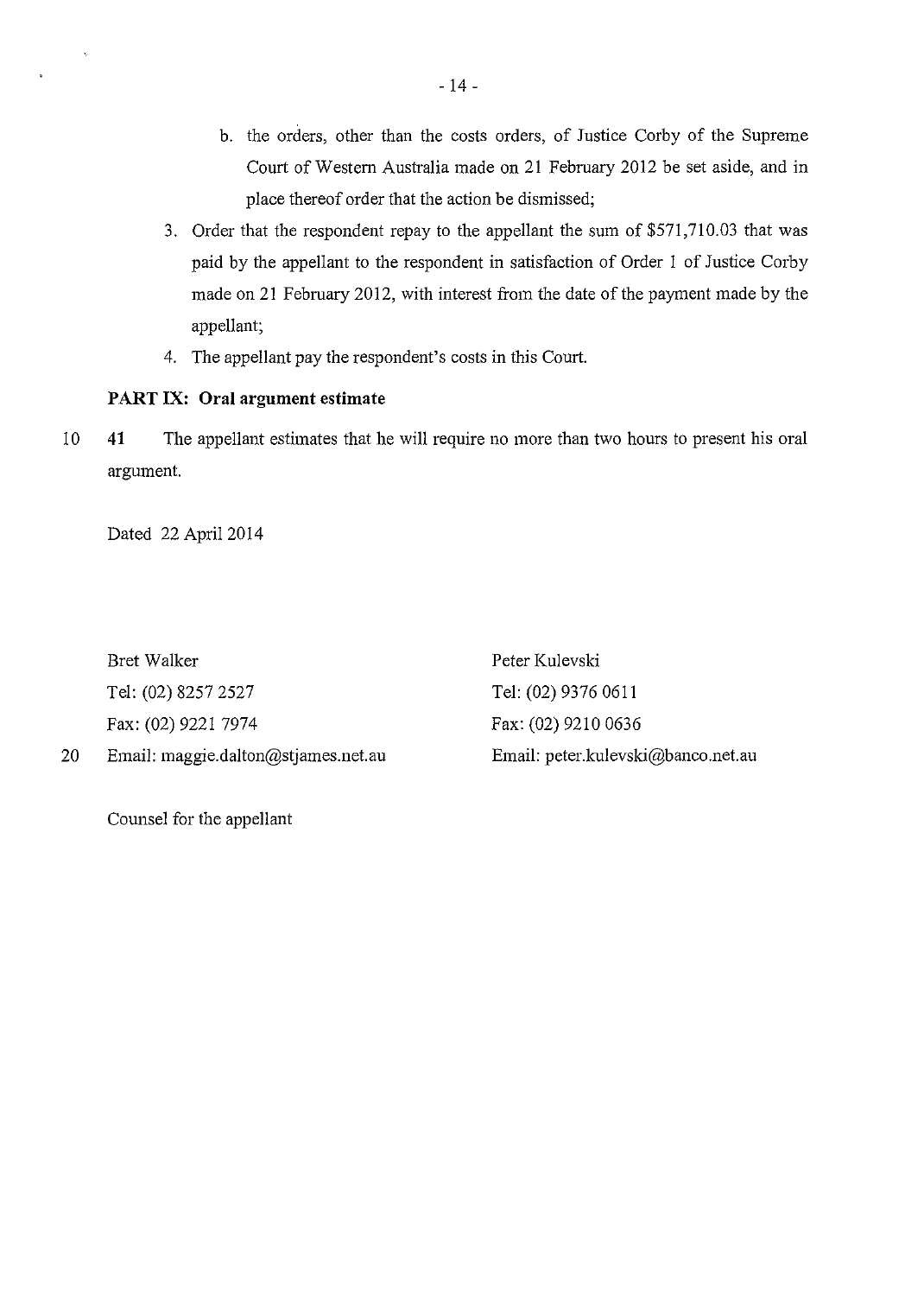b. the orders, other than the costs orders, of Justice Corby of the Supreme Court of Western Australia made on 21 February 2012 be set aside, and in place thereof order that the action be dismissed;

3. Order that the respondent repay to the appellant the sum of $571,710.03 that was paid by the appellant to the respondent in satisfaction of Order 1 of Justice Corby made on 21 February 2012, with interest from the date of the payment made by the appellant;

4. The appellant pay the respondent's costs in this Court.

**PART IX: Oral argument estimate**

**41** The appellant estimates that he will require no more than two hours to present his oral argument.

Dated 22 April 2014

Bret Walker
Tel: (02) 8257 2527
Fax: (02) 9221 7974
Email: maggie.dalton@stjames.net.au

Peter Kulevski
Tel: (02) 9376 0611
Fax: (02) 9210 0636
Email: peter.kulevski@banco.net.au

Counsel for the appellant